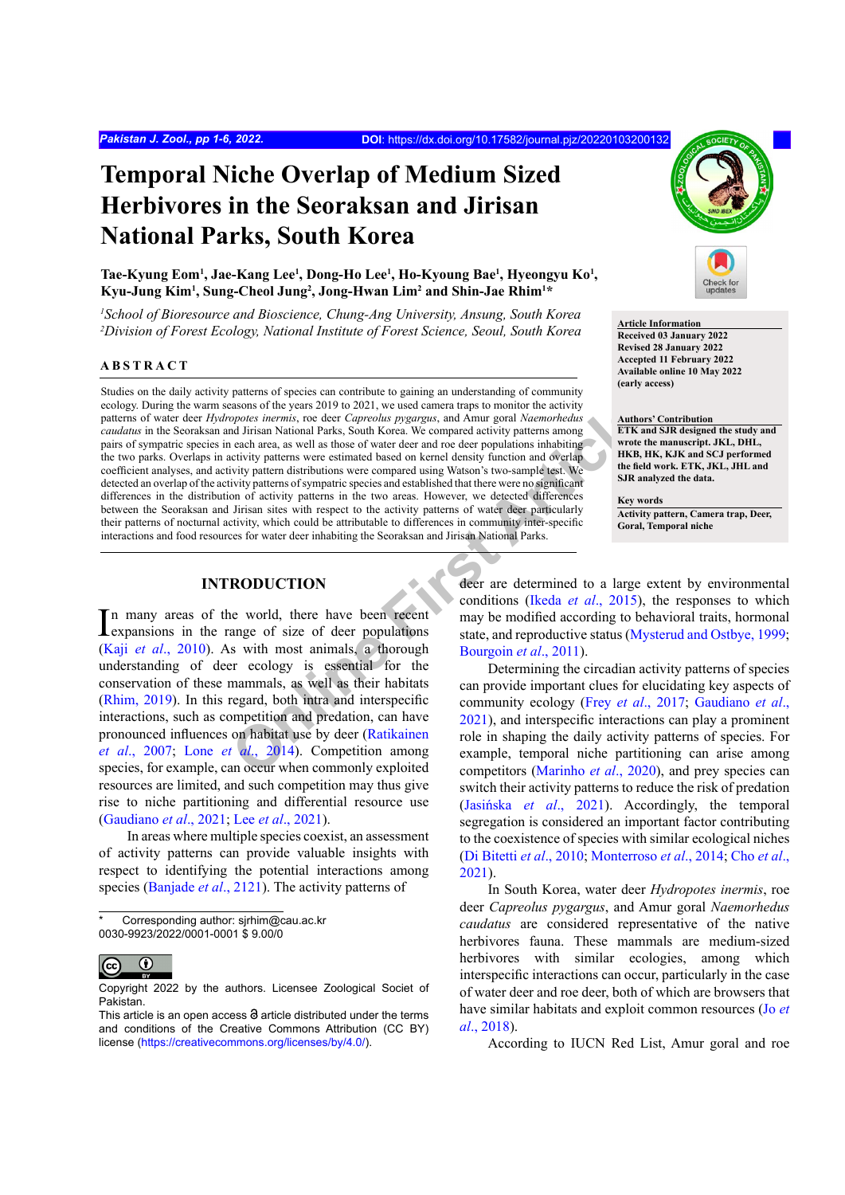# Temporal Niche Overlap of Medium Sized Herbivores in the Seoraksan and Jirisan National Parks, South Korea

**Tae-Kyung Eom[1], Jae-Kang Lee[1], Dong-Ho Lee[1], Ho-Kyoung Bae[1], Hyeongyu Ko[1], Kyu-Jung Kim[1], Sung-Cheol Jung[2], Jong-Hwan Lim[2] and Shin-Jae Rhim[1]***

[1]*School of Bioresource and Bioscience, Chung-Ang University, Ansung, South Korea*
[2]*Division of Forest Ecology, National Institute of Forest Science, Seoul, South Korea*

**Article Information**
Received 03 January 2022
Revised 28 January 2022
Accepted 11 February 2022
Available online 10 May 2022
(early access)

**Authors' Contribution**
ETK and SJR designed the study and wrote the manuscript. JKL, DHL, HKB, HK, KJK and SCJ performed the field work. ETK, JKL, JHL and SJR analyzed the data.

**Key words**
Activity pattern, Camera trap, Deer, Goral, Temporal niche

## ABSTRACT

Studies on the daily activity patterns of species can contribute to gaining an understanding of community ecology. During the warm seasons of the years 2019 to 2021, we used camera traps to monitor the activity patterns of water deer *Hydropotes inermis*, roe deer *Capreolus pygargus*, and Amur goral *Naemorhedus caudatus* in the Seoraksan and Jirisan National Parks, South Korea. We compared activity patterns among pairs of sympatric species in each area, as well as those of water deer and roe deer populations inhabiting the two parks. Overlaps in activity patterns were estimated based on kernel density function and overlap coefficient analyses, and activity pattern distributions were compared using Watson's two-sample test. We detected an overlap of the activity patterns of sympatric species and established that there were no significant differences in the distribution of activity patterns in the two areas. However, we detected differences between the Seoraksan and Jirisan sites with respect to the activity patterns of water deer particularly their patterns of nocturnal activity, which could be attributable to differences in community inter-specific interactions and food resources for water deer inhabiting the Seoraksan and Jirisan National Parks.

## INTRODUCTION

In many areas of the world, there have been recent expansions in the range of deer populations (Kaji *et al*., 2010). As with most animals, a thorough understanding of deer ecology is essential for the conservation of these mammals, as well as their habitats (Rhim, 2019). In this regard, both intra and interspecific interactions, such as competition and predation, can have pronounced influences on habitat use by deer (Ratikainen *et al*., 2007; Lone *et al*., 2014). Competition among species, for example, can occur when commonly exploited resources are limited, and such competition may thus give rise to niche partitioning and differential resource use (Gaudiano *et al*., 2021; Lee *et al*., 2021).

In areas where multiple species coexist, an assessment of activity patterns can provide valuable insights with respect to identifying the potential interactions among species (Banjade *et al*., 2121). The activity patterns of deer are determined to a large extent by environmental conditions (Ikeda *et al*., 2015), the responses to which may be modified according to behavioral traits, hormonal state, and reproductive status (Mysterud and Ostbye, 1999; Bourgoin *et al*., 2011).

Determining the circadian activity patterns of species can provide important clues for elucidating key aspects of community ecology (Frey *et al*., 2017; Gaudiano *et al*., 2021), and interspecific interactions can play a prominent role in shaping the daily activity patterns of species. For example, temporal niche partitioning can arise among competitors (Marinho *et al*., 2020), and prey species can switch their activity patterns to reduce the risk of predation (Jasińska *et al*., 2021). Accordingly, the temporal segregation is considered an important factor contributing to the coexistence of species with similar ecological niches (Di Bitetti *et al*., 2010; Monterroso *et al*., 2014; Cho *et al*., 2021).

In South Korea, water deer *Hydropotes inermis*, roe deer *Capreolus pygargus*, and Amur goral *Naemorhedus caudatus* are considered representative of the native herbivores fauna. These mammals are medium-sized herbivores with similar ecologies, among which interspecific interactions can occur, particularly in the case of water deer and roe deer, both of which are browsers that have similar habitats and exploit common resources (Jo *et al*., 2018).

According to IUCN Red List, Amur goral and roe

---

* Corresponding author: sjrhim@cau.ac.kr
0030-9923/2022/0001-0001 $ 9.00/0

Copyright 2022 by the authors. Licensee Zoological Societ of Pakistan.
This article is an open access article distributed under the terms and conditions of the Creative Commons Attribution (CC BY) license (https://creativecommons.org/licenses/by/4.0/).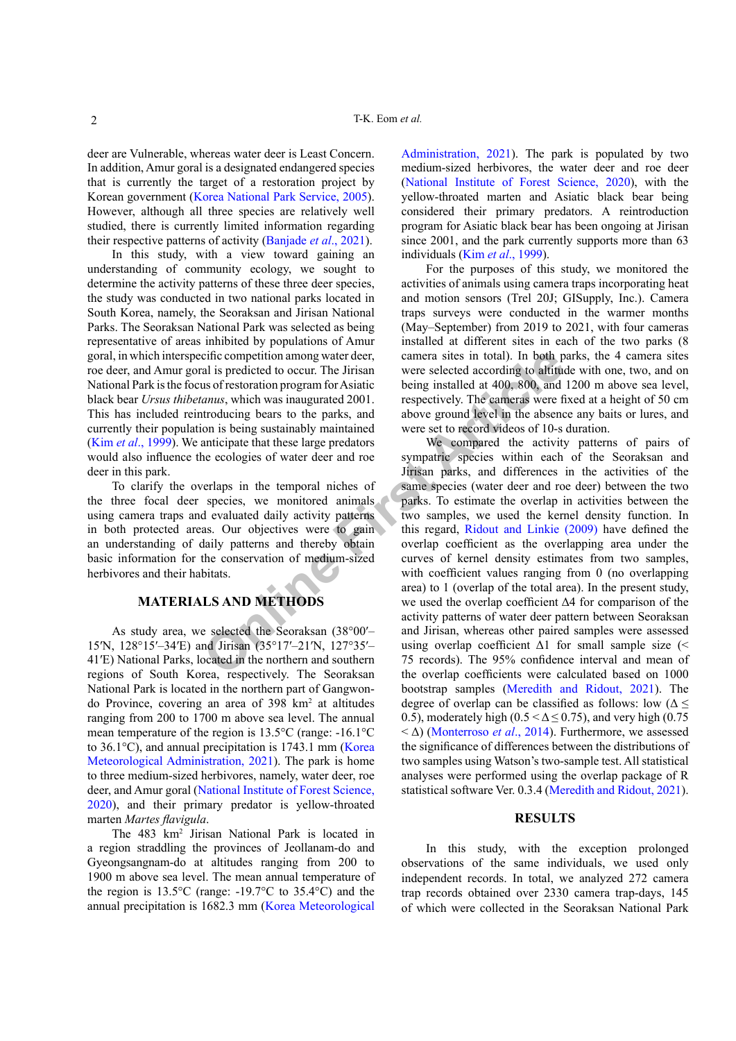deer are Vulnerable, whereas water deer is Least Concern. In addition, Amur goral is a designated endangered species that is currently the target of a restoration project by Korean government (Korea National Park Service, 2005). However, although all three species are relatively well studied, there is currently limited information regarding their respective patterns of activity (Banjade *et al*., 2021).

In this study, with a view toward gaining an understanding of community ecology, we sought to determine the activity patterns of these three deer species, the study was conducted in two national parks located in South Korea, namely, the Seoraksan and Jirisan National Parks. The Seoraksan National Park was selected as being representative of areas inhibited by populations of Amur goral, in which interspecific competition among water deer, roe deer, and Amur goral is predicted to occur. The Jirisan National Park is the focus of restoration program for Asiatic black bear *Ursus thibetanus*, which was inaugurated 2001. This has included reintroducing bears to the parks, and currently their population is being sustainably maintained (Kim *et al*., 1999). We anticipate that these large predators would also influence the ecologies of water deer and roe deer in this park.

To clarify the overlaps in the temporal niches of the three focal deer species, we monitored animals using camera traps and evaluated daily activity patterns in both protected areas. Our objectives were to gain an understanding of daily patterns and thereby obtain basic information for the conservation of medium-sized herbivores and their habitats.

## MATERIALS AND METHODS

As study area, we selected the Seoraksan (38°00′–15′N, 128°15′–34′E) and Jirisan (35°17′–21′N, 127°35′–41′E) National Parks, located in the northern and southern regions of South Korea, respectively. The Seoraksan National Park is located in the northern part of Gangwon-do Province, covering an area of 398 km$^2$ at altitudes ranging from 200 to 1700 m above sea level. The annual mean temperature of the region is 13.5°C (range: -16.1°C to 36.1°C), and annual precipitation is 1743.1 mm (Korea Meteorological Administration, 2021). The park is home to three medium-sized herbivores, namely, water deer, roe deer, and Amur goral (National Institute of Forest Science, 2020), and their primary predator is yellow-throated marten *Martes flavigula*.

The 483 km$^2$ Jirisan National Park is located in a region straddling the provinces of Jeollanam-do and Gyeongsangnam-do at altitudes ranging from 200 to 1900 m above sea level. The mean annual temperature of the region is 13.5°C (range: -19.7°C to 35.4°C) and the annual precipitation is 1682.3 mm (Korea Meteorological Administration, 2021). The park is populated by two medium-sized herbivores, the water deer and roe deer (National Institute of Forest Science, 2020), with the yellow-throated marten and Asiatic black bear being considered their primary predators. A reintroduction program for Asiatic black bear has been ongoing at Jirisan since 2001, and the park currently supports more than 63 individuals (Kim *et al*., 1999).

For the purposes of this study, we monitored the activities of animals using camera traps incorporating heat and motion sensors (Trel 20J; GISupply, Inc.). Camera traps surveys were conducted in the warmer months (May–September) from 2019 to 2021, with four cameras installed at different sites in each of the two parks (8 camera sites in total). In both parks, the 4 camera sites were selected according to altitude with one, two, and on being installed at 400, 800, and 1200 m above sea level, respectively. The cameras were fixed at a height of 50 cm above ground level in the absence any baits or lures, and were set to record videos of 10-s duration.

We compared the activity patterns of pairs of sympatric species within each of the Seoraksan and Jirisan parks, and differences in the activities of the same species (water deer and roe deer) between the two parks. To estimate the overlap in activities between the two samples, we used the kernel density function. In this regard, Ridout and Linkie (2009) have defined the overlap coefficient as the overlapping area under the curves of kernel density estimates from two samples, with coefficient values ranging from 0 (no overlapping area) to 1 (overlap of the total area). In the present study, we used the overlap coefficient $\Delta 4$ for comparison of the activity patterns of water deer pattern between Seoraksan and Jirisan, whereas other paired samples were assessed using overlap coefficient $\Delta 1$ for small sample size (< 75 records). The 95% confidence interval and mean of the overlap coefficients were calculated based on 1000 bootstrap samples (Meredith and Ridout, 2021). The degree of overlap can be classified as follows: low ($\Delta \leq 0.5$), moderately high ($0.5 < \Delta \leq 0.75$), and very high ($0.75 < \Delta$) (Monterroso *et al*., 2014). Furthermore, we assessed the significance of differences between the distributions of two samples using Watson's two-sample test. All statistical analyses were performed using the overlap package of R statistical software Ver. 0.3.4 (Meredith and Ridout, 2021).

## RESULTS

In this study, with the exception prolonged observations of the same individuals, we used only independent records. In total, we analyzed 272 camera trap records obtained over 2330 camera trap-days, 145 of which were collected in the Seoraksan National Park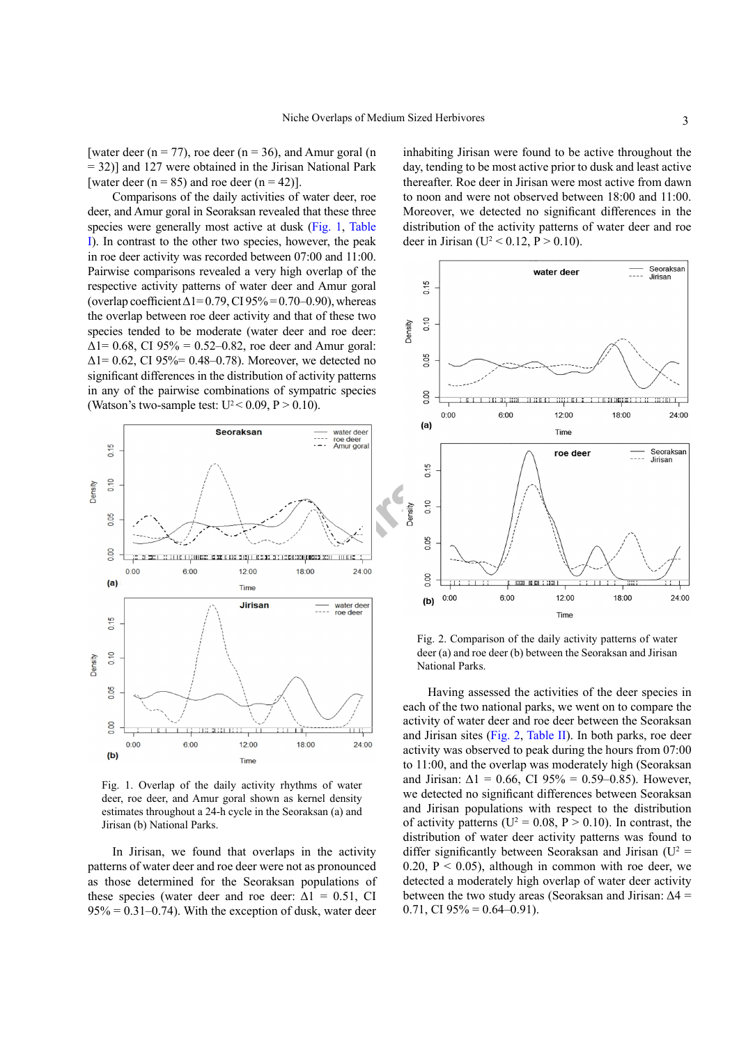[water deer (n = 77), roe deer (n = 36), and Amur goral (n = 32)] and 127 were obtained in the Jirisan National Park [water deer (n = 85) and roe deer (n = 42)].

Comparisons of the daily activities of water deer, roe deer, and Amur goral in Seoraksan revealed that these three species were generally most active at dusk (Fig. 1, Table I). In contrast to the other two species, however, the peak in roe deer activity was recorded between 07:00 and 11:00. Pairwise comparisons revealed a very high overlap of the respective activity patterns of water deer and Amur goral (overlap coefficient $\Delta 1 = 0.79$, CI 95% = 0.70–0.90), whereas the overlap between roe deer activity and that of these two species tended to be moderate (water deer and roe deer: $\Delta 1 = 0.68$, CI 95% = 0.52–0.82, roe deer and Amur goral: $\Delta 1 = 0.62$, CI 95% = 0.48–0.78). Moreover, we detected no significant differences in the distribution of activity patterns in any of the pairwise combinations of sympatric species (Watson's two-sample test: $U^2 < 0.09$, $P > 0.10$).

Fig. 1. Overlap of the daily activity rhythms of water deer, roe deer, and Amur goral shown as kernel density estimates throughout a 24-h cycle in the Seoraksan (a) and Jirisan (b) National Parks.

In Jirisan, we found that overlaps in the activity patterns of water deer and roe deer were not as pronounced as those determined for the Seoraksan populations of these species (water deer and roe deer: $\Delta 1 = 0.51$, CI 95% = 0.31–0.74). With the exception of dusk, water deer inhabiting Jirisan were found to be active throughout the day, tending to be most active prior to dusk and least active thereafter. Roe deer in Jirisan were most active from dawn to noon and were not observed between 18:00 and 11:00. Moreover, we detected no significant differences in the distribution of the activity patterns of water deer and roe deer in Jirisan ($U^2 < 0.12$, $P > 0.10$).

Fig. 2. Comparison of the daily activity patterns of water deer (a) and roe deer (b) between the Seoraksan and Jirisan National Parks.

Having assessed the activities of the deer species in each of the two national parks, we went on to compare the activity of water deer and roe deer between the Seoraksan and Jirisan sites (Fig. 2, Table II). In both parks, roe deer activity was observed to peak during the hours from 07:00 to 11:00, and the overlap was moderately high (Seoraksan and Jirisan: $\Delta 1 = 0.66$, CI 95% = 0.59–0.85). However, we detected no significant differences between Seoraksan and Jirisan populations with respect to the distribution of activity patterns ($U^2 = 0.08$, $P > 0.10$). In contrast, the distribution of water deer activity patterns was found to differ significantly between Seoraksan and Jirisan ($U^2 = 0.20$, $P < 0.05$), although in common with roe deer, we detected a moderately high overlap of water deer activity between the two study areas (Seoraksan and Jirisan: $\Delta 4 = 0.71$, CI 95% = 0.64–0.91).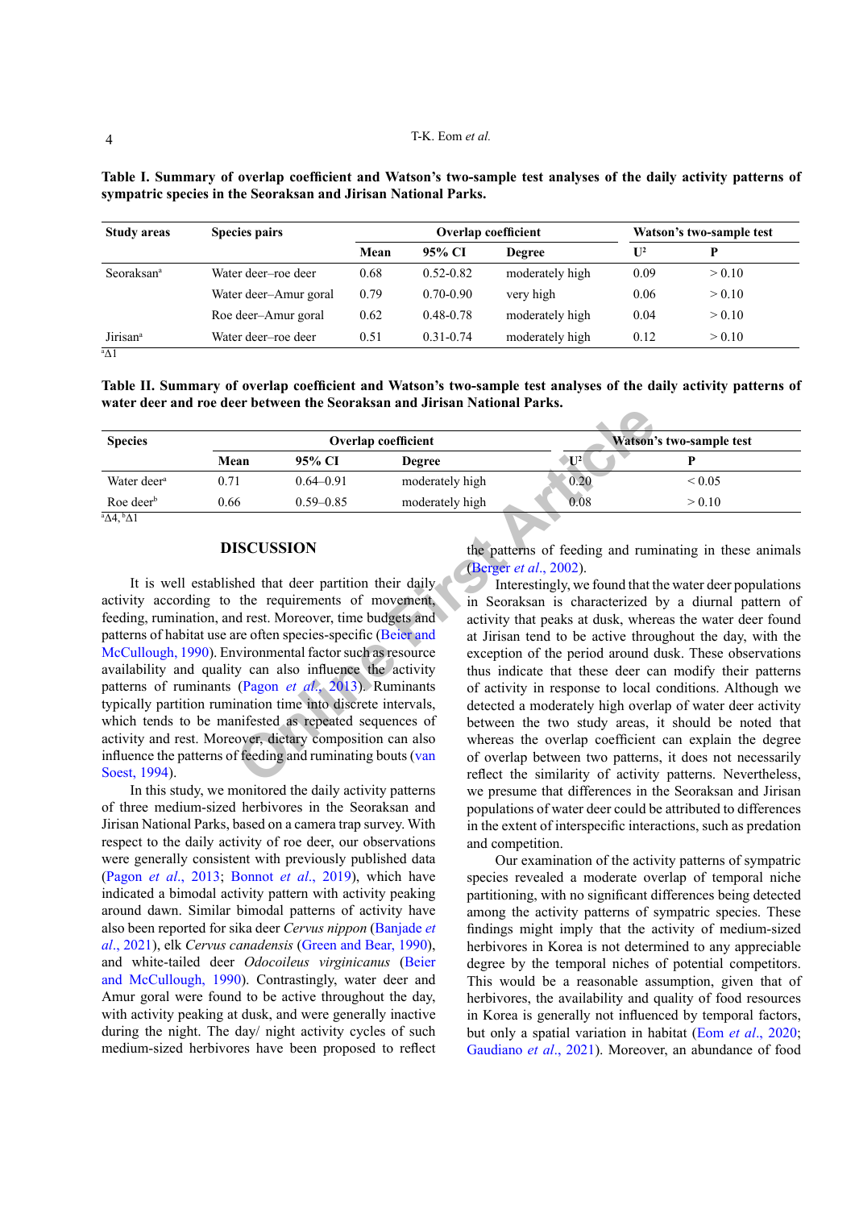**Table I. Summary of overlap coefficient and Watson's two-sample test analyses of the daily activity patterns of sympatric species in the Seoraksan and Jirisan National Parks.**

| Study areas | Species pairs | Overlap coefficient | | | Watson's two-sample test | |
|---|---|---|---|---|---|---|
| | | Mean | 95% CI | Degree | $U^2$ | P |
| Seoraksan[a] | Water deer–roe deer | 0.68 | 0.52-0.82 | moderately high | 0.09 | > 0.10 |
| | Water deer–Amur goral | 0.79 | 0.70-0.90 | very high | 0.06 | > 0.10 |
| | Roe deer–Amur goral | 0.62 | 0.48-0.78 | moderately high | 0.04 | > 0.10 |
| Jirisan[a] | Water deer–roe deer | 0.51 | 0.31-0.74 | moderately high | 0.12 | > 0.10 |

[a]$\Delta 1$

**Table II. Summary of overlap coefficient and Watson's two-sample test analyses of the daily activity patterns of water deer and roe deer between the Seoraksan and Jirisan National Parks.**

| Species | Overlap coefficient | | | Watson's two-sample test | |
|---|---|---|---|---|---|
| | Mean | 95% CI | Degree | $U^2$ | P |
| Water deer[a] | 0.71 | 0.64–0.91 | moderately high | 0.20 | < 0.05 |
| Roe deer[b] | 0.66 | 0.59–0.85 | moderately high | 0.08 | > 0.10 |

[a]$\Delta 4$, [b]$\Delta 1$

## DISCUSSION

It is well established that deer partition their daily activity according to the requirements of movement, feeding, rumination, and rest. Moreover, time budgets and patterns of habitat use are often species-specific (Beier and McCullough, 1990). Environmental factor such as resource availability and quality can also influence the activity patterns of ruminants (Pagon *et al*., 2013). Ruminants typically partition rumination time into discrete intervals, which tends to be manifested as repeated sequences of activity and rest. Moreover, dietary composition can also influence the patterns of feeding and ruminating bouts (van Soest, 1994).

In this study, we monitored the daily activity patterns of three medium-sized herbivores in the Seoraksan and Jirisan National Parks, based on a camera trap survey. With respect to the daily activity of roe deer, our observations were generally consistent with previously published data (Pagon *et al*., 2013; Bonnot *et al*., 2019), which have indicated a bimodal activity pattern with activity peaking around dawn. Similar bimodal patterns of activity have also been reported for sika deer *Cervus nippon* (Banjade *et al*., 2021), elk *Cervus canadensis* (Green and Bear, 1990), and white-tailed deer *Odocoileus virginicanus* (Beier and McCullough, 1990). Contrastingly, water deer and Amur goral were found to be active throughout the day, with activity peaking at dusk, and were generally inactive during the night. The day/ night activity cycles of such medium-sized herbivores have been proposed to reflect the patterns of feeding and ruminating in these animals (Berger *et al*., 2002).

Interestingly, we found that the water deer populations in Seoraksan is characterized by a diurnal pattern of activity that peaks at dusk, whereas the water deer found at Jirisan tend to be active throughout the day, with the exception of the period around dusk. These observations thus indicate that these deer can modify their patterns of activity in response to local conditions. Although we detected a moderately high overlap of water deer activity between the two study areas, it should be noted that whereas the overlap coefficient can explain the degree of overlap between two patterns, it does not necessarily reflect the similarity of activity patterns. Nevertheless, we presume that differences in the Seoraksan and Jirisan populations of water deer could be attributed to differences in the extent of interspecific interactions, such as predation and competition.

Our examination of the activity patterns of sympatric species revealed a moderate overlap of temporal niche partitioning, with no significant differences being detected among the activity patterns of sympatric species. These findings might imply that the activity of medium-sized herbivores in Korea is not determined to any appreciable degree by the temporal niches of potential competitors. This would be a reasonable assumption, given that of herbivores, the availability and quality of food resources in Korea is generally not influenced by temporal factors, but only a spatial variation in habitat (Eom *et al*., 2020; Gaudiano *et al*., 2021). Moreover, an abundance of food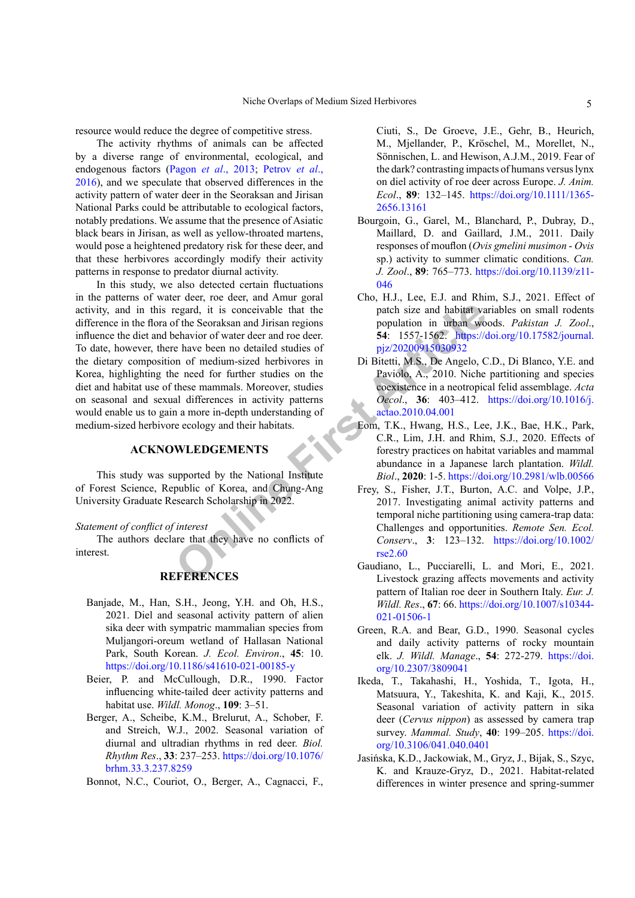resource would reduce the degree of competitive stress.

The activity rhythms of animals can be affected by a diverse range of environmental, ecological, and endogenous factors (Pagon *et al*., 2013; Petrov *et al*., 2016), and we speculate that observed differences in the activity pattern of water deer in the Seoraksan and Jirisan National Parks could be attributable to ecological factors, notably predations. We assume that the presence of Asiatic black bears in Jirisan, as well as yellow-throated martens, would pose a heightened predatory risk for these deer, and that these herbivores accordingly modify their activity patterns in response to predator diurnal activity.

In this study, we also detected certain fluctuations in the patterns of water deer, roe deer, and Amur goral activity, and in this regard, it is conceivable that the difference in the flora of the Seoraksan and Jirisan regions influence the diet and behavior of water deer and roe deer. To date, however, there have been no detailed studies of the dietary composition of medium-sized herbivores in Korea, highlighting the need for further studies on the diet and habitat use of these mammals. Moreover, studies on seasonal and sexual differences in activity patterns would enable us to gain a more in-depth understanding of medium-sized herbivore ecology and their habitats.

## ACKNOWLEDGEMENTS

This study was supported by the National Institute of Forest Science, Republic of Korea, and Chung-Ang University Graduate Research Scholarship in 2022.

*Statement of conflict of interest*

The authors declare that they have no conflicts of interest.

## REFERENCES

Banjade, M., Han, S.H., Jeong, Y.H. and Oh, H.S., 2021. Diel and seasonal activity pattern of alien sika deer with sympatric mammalian species from Muljangori-oreum wetland of Hallasan National Park, South Korean. *J. Ecol. Environ*., **45**: 10. https://doi.org/10.1186/s41610-021-00185-y

Beier, P. and McCullough, D.R., 1990. Factor influencing white-tailed deer activity patterns and habitat use. *Wildl. Monog*., **109**: 3–51.

Berger, A., Scheibe, K.M., Brelurut, A., Schober, F. and Streich, W.J., 2002. Seasonal variation of diurnal and ultradian rhythms in red deer. *Biol. Rhythm Res*., **33**: 237–253. https://doi.org/10.1076/brhm.33.3.237.8259

Bonnot, N.C., Couriot, O., Berger, A., Cagnacci, F., Ciuti, S., De Groeve, J.E., Gehr, B., Heurich, M., Mjellander, P., Kröschel, M., Morellet, N., Sönnischen, L. and Hewison, A.J.M., 2019. Fear of the dark? contrasting impacts of humans versus lynx on diel activity of roe deer across Europe. *J. Anim. Ecol*., **89**: 132–145. https://doi.org/10.1111/1365-2656.13161

Bourgoin, G., Garel, M., Blanchard, P., Dubray, D., Maillard, D. and Gaillard, J.M., 2011. Daily responses of mouflon (*Ovis gmelini musimon - Ovis* sp.) activity to summer climatic conditions. *Can. J. Zool*., **89**: 765–773. https://doi.org/10.1139/z11-046

Cho, H.J., Lee, E.J. and Rhim, S.J., 2021. Effect of patch size and habitat variables on small rodents population in urban woods. *Pakistan J. Zool*., **54**: 1557-1562. https://doi.org/10.17582/journal.pjz/20200915030932

Di Bitetti, M.S., De Angelo, C.D., Di Blanco, Y.E. and Paviolo, A., 2010. Niche partitioning and species coexistence in a neotropical felid assemblage. *Acta Oecol*., **36**: 403–412. https://doi.org/10.1016/j.actao.2010.04.001

Eom, T.K., Hwang, H.S., Lee, J.K., Bae, H.K., Park, C.R., Lim, J.H. and Rhim, S.J., 2020. Effects of forestry practices on habitat variables and mammal abundance in a Japanese larch plantation. *Wildl. Biol*., **2020**: 1-5. https://doi.org/10.2981/wlb.00566

Frey, S., Fisher, J.T., Burton, A.C. and Volpe, J.P., 2017. Investigating animal activity patterns and temporal niche partitioning using camera-trap data: Challenges and opportunities. *Remote Sen. Ecol. Conserv*., **3**: 123–132. https://doi.org/10.1002/rse2.60

Gaudiano, L., Pucciarelli, L. and Mori, E., 2021. Livestock grazing affects movements and activity pattern of Italian roe deer in Southern Italy. *Eur. J. Wildl. Res*., **67**: 66. https://doi.org/10.1007/s10344-021-01506-1

Green, R.A. and Bear, G.D., 1990. Seasonal cycles and daily activity patterns of rocky mountain elk. *J. Wildl. Manage*., **54**: 272-279. https://doi.org/10.2307/3809041

Ikeda, T., Takahashi, H., Yoshida, T., Igota, H., Matsuura, Y., Takeshita, K. and Kaji, K., 2015. Seasonal variation of activity pattern in sika deer (*Cervus nippon*) as assessed by camera trap survey. *Mammal. Study*, **40**: 199–205. https://doi.org/10.3106/041.040.0401

Jasińska, K.D., Jackowiak, M., Gryz, J., Bijak, S., Szyc, K. and Krauze-Gryz, D., 2021. Habitat-related differences in winter presence and spring-summer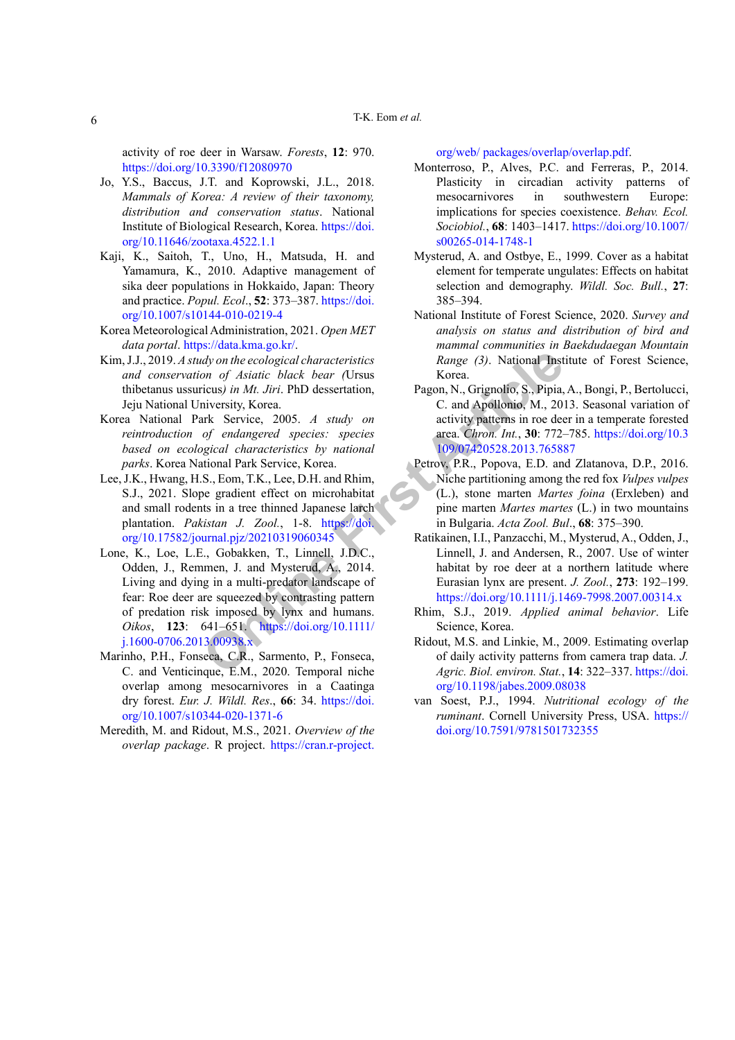activity of roe deer in Warsaw. *Forests*, **12**: 970. https://doi.org/10.3390/f12080970

Jo, Y.S., Baccus, J.T. and Koprowski, J.L., 2018. *Mammals of Korea: A review of their taxonomy, distribution and conservation status*. National Institute of Biological Research, Korea. https://doi.org/10.11646/zootaxa.4522.1.1

Kaji, K., Saitoh, T., Uno, H., Matsuda, H. and Yamamura, K., 2010. Adaptive management of sika deer populations in Hokkaido, Japan: Theory and practice. *Popul. Ecol*., **52**: 373–387. https://doi.org/10.1007/s10144-010-0219-4

Korea Meteorological Administration, 2021. *Open MET data portal*. https://data.kma.go.kr/.

Kim, J.J., 2019. *A study on the ecological characteristics and conservation of Asiatic black bear (*Ursus thibetanus ussuricus*) in Mt. Jiri*. PhD dessertation, Jeju National University, Korea.

Korea National Park Service, 2005. *A study on reintroduction of endangered species: species based on ecological characteristics by national parks*. Korea National Park Service, Korea.

Lee, J.K., Hwang, H.S., Eom, T.K., Lee, D.H. and Rhim, S.J., 2021. Slope gradient effect on microhabitat and small rodents in a tree thinned Japanese larch plantation. *Pakistan J. Zool.*, 1-8. https://doi.org/10.17582/journal.pjz/20210319060345

Lone, K., Loe, L.E., Gobakken, T., Linnell, J.D.C., Odden, J., Remmen, J. and Mysterud, A., 2014. Living and dying in a multi-predator landscape of fear: Roe deer are squeezed by contrasting pattern of predation risk imposed by lynx and humans. *Oikos*, **123**: 641–651. https://doi.org/10.1111/j.1600-0706.2013.00938.x

Marinho, P.H., Fonseca, C.R., Sarmento, P., Fonseca, C. and Venticinque, E.M., 2020. Temporal niche overlap among mesocarnivores in a Caatinga dry forest. *Eur. J. Wildl. Res*., **66**: 34. https://doi.org/10.1007/s10344-020-1371-6

Meredith, M. and Ridout, M.S., 2021. *Overview of the overlap package*. R project. https://cran.r-project.org/web/ packages/overlap/overlap.pdf.

Monterroso, P., Alves, P.C. and Ferreras, P., 2014. Plasticity in circadian activity patterns of mesocarnivores in southwestern Europe: implications for species coexistence. *Behav. Ecol. Sociobiol.*, **68**: 1403–1417. https://doi.org/10.1007/s00265-014-1748-1

Mysterud, A. and Ostbye, E., 1999. Cover as a habitat element for temperate ungulates: Effects on habitat selection and demography. *Wildl. Soc. Bull.*, **27**: 385–394.

National Institute of Forest Science, 2020. *Survey and analysis on status and distribution of bird and mammal communities in Baekdudaegan Mountain Range (3)*. National Institute of Forest Science, Korea.

Pagon, N., Grignolio, S., Pipia, A., Bongi, P., Bertolucci, C. and Apollonio, M., 2013. Seasonal variation of activity patterns in roe deer in a temperate forested area. *Chron. Int.*, **30**: 772–785. https://doi.org/10.3109/07420528.2013.765887

Petrov, P.R., Popova, E.D. and Zlatanova, D.P., 2016. Niche partitioning among the red fox *Vulpes vulpes* (L.), stone marten *Martes foina* (Erxleben) and pine marten *Martes martes* (L.) in two mountains in Bulgaria. *Acta Zool. Bul*., **68**: 375–390.

Ratikainen, I.I., Panzacchi, M., Mysterud, A., Odden, J., Linnell, J. and Andersen, R., 2007. Use of winter habitat by roe deer at a northern latitude where Eurasian lynx are present. *J. Zool.*, **273**: 192–199. https://doi.org/10.1111/j.1469-7998.2007.00314.x

Rhim, S.J., 2019. *Applied animal behavior*. Life Science, Korea.

Ridout, M.S. and Linkie, M., 2009. Estimating overlap of daily activity patterns from camera trap data. *J. Agric. Biol. environ. Stat.*, **14**: 322–337. https://doi.org/10.1198/jabes.2009.08038

van Soest, P.J., 1994. *Nutritional ecology of the ruminant*. Cornell University Press, USA. https://doi.org/10.7591/9781501732355